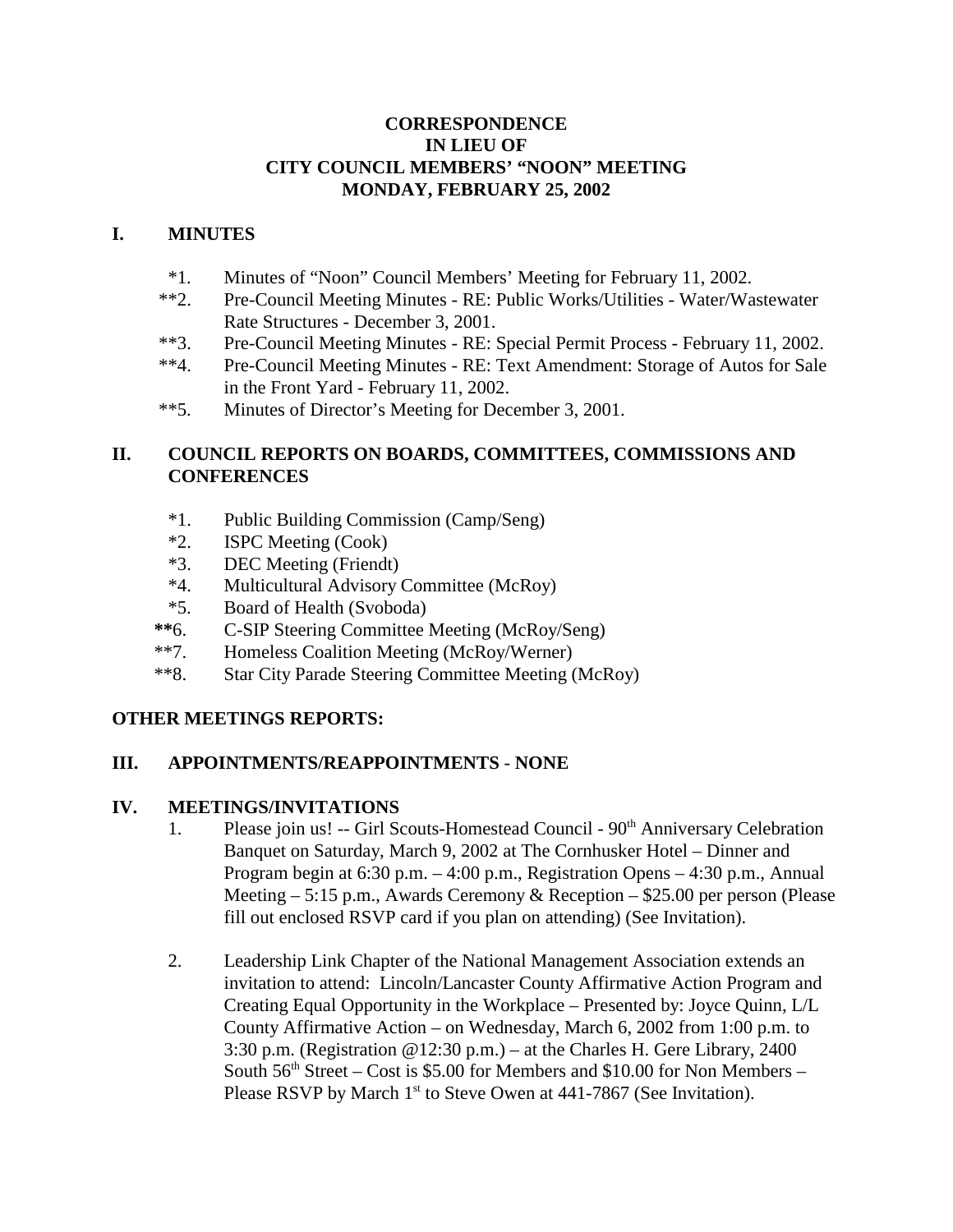# CORRESPONDENCE
# IN LIEU OF
# CITY COUNCIL MEMBERS' "NOON" MEETING
# MONDAY, FEBRUARY 25, 2002

## I. MINUTES

*1. Minutes of "Noon" Council Members' Meeting for February 11, 2002.

**2. Pre-Council Meeting Minutes - RE: Public Works/Utilities - Water/Wastewater Rate Structures - December 3, 2001.

**3. Pre-Council Meeting Minutes - RE: Special Permit Process - February 11, 2002.

**4. Pre-Council Meeting Minutes - RE: Text Amendment: Storage of Autos for Sale in the Front Yard - February 11, 2002.

**5. Minutes of Director's Meeting for December 3, 2001.

## II. COUNCIL REPORTS ON BOARDS, COMMITTEES, COMMISSIONS AND CONFERENCES

*1. Public Building Commission (Camp/Seng)

*2. ISPC Meeting (Cook)

*3. DEC Meeting (Friendt)

*4. Multicultural Advisory Committee (McRoy)

*5. Board of Health (Svoboda)

**6. C-SIP Steering Committee Meeting (McRoy/Seng)

**7. Homeless Coalition Meeting (McRoy/Werner)

**8. Star City Parade Steering Committee Meeting (McRoy)

## OTHER MEETINGS REPORTS:

## III. APPOINTMENTS/REAPPOINTMENTS - NONE

## IV. MEETINGS/INVITATIONS

1. Please join us! -- Girl Scouts-Homestead Council - 90th Anniversary Celebration Banquet on Saturday, March 9, 2002 at The Cornhusker Hotel – Dinner and Program begin at 6:30 p.m. – 4:00 p.m., Registration Opens – 4:30 p.m., Annual Meeting – 5:15 p.m., Awards Ceremony & Reception – $25.00 per person (Please fill out enclosed RSVP card if you plan on attending) (See Invitation).

2. Leadership Link Chapter of the National Management Association extends an invitation to attend: Lincoln/Lancaster County Affirmative Action Program and Creating Equal Opportunity in the Workplace – Presented by: Joyce Quinn, L/L County Affirmative Action – on Wednesday, March 6, 2002 from 1:00 p.m. to 3:30 p.m. (Registration @12:30 p.m.) – at the Charles H. Gere Library, 2400 South 56th Street – Cost is $5.00 for Members and $10.00 for Non Members – Please RSVP by March 1st to Steve Owen at 441-7867 (See Invitation).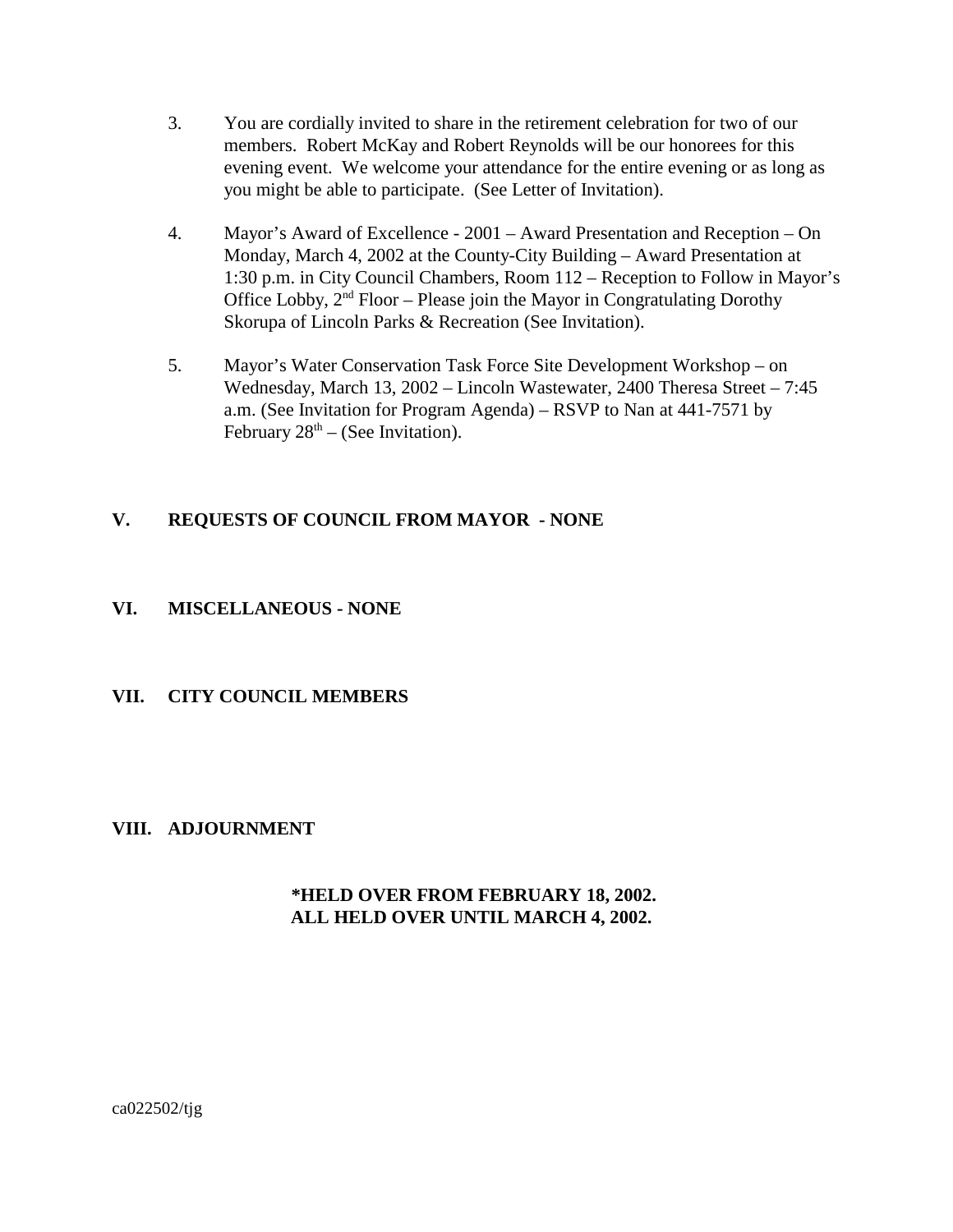3. You are cordially invited to share in the retirement celebration for two of our members. Robert McKay and Robert Reynolds will be our honorees for this evening event. We welcome your attendance for the entire evening or as long as you might be able to participate. (See Letter of Invitation).

4. Mayor's Award of Excellence - 2001 – Award Presentation and Reception – On Monday, March 4, 2002 at the County-City Building – Award Presentation at 1:30 p.m. in City Council Chambers, Room 112 – Reception to Follow in Mayor's Office Lobby, 2nd Floor – Please join the Mayor in Congratulating Dorothy Skorupa of Lincoln Parks & Recreation (See Invitation).

5. Mayor's Water Conservation Task Force Site Development Workshop – on Wednesday, March 13, 2002 – Lincoln Wastewater, 2400 Theresa Street – 7:45 a.m. (See Invitation for Program Agenda) – RSVP to Nan at 441-7571 by February 28th – (See Invitation).

## V. REQUESTS OF COUNCIL FROM MAYOR - NONE

## VI. MISCELLANEOUS - NONE

## VII. CITY COUNCIL MEMBERS

## VIII. ADJOURNMENT

**\*HELD OVER FROM FEBRUARY 18, 2002.**
**ALL HELD OVER UNTIL MARCH 4, 2002.**

ca022502/tjg